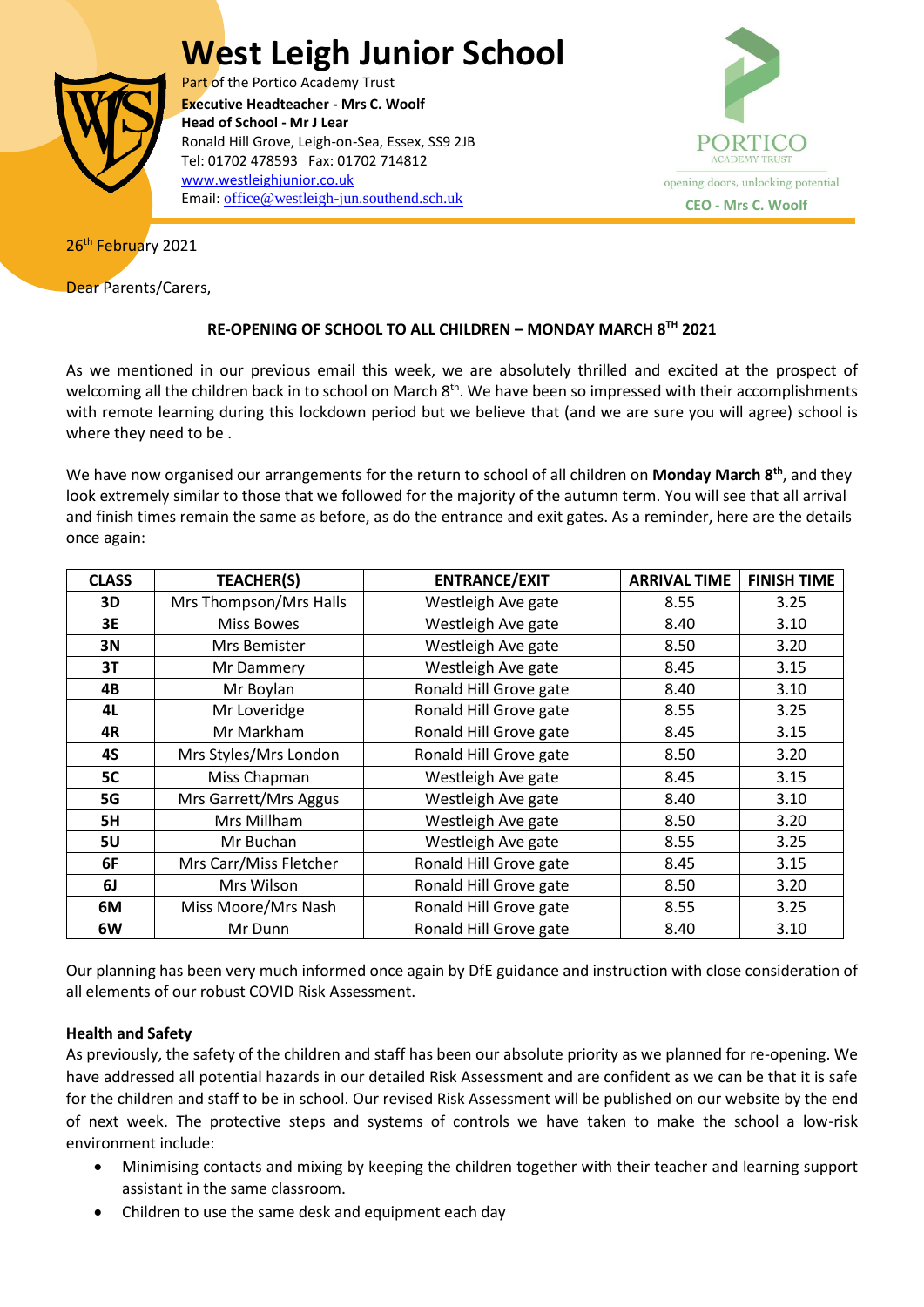# West Leigh Junior School

Part of the Portico Academy Trust
**Executive Headteacher - Mrs C. Woolf**
**Head of School - Mr J Lear**
Ronald Hill Grove, Leigh-on-Sea, Essex, SS9 2JB
Tel: 01702 478593 Fax: 01702 714812
www.westleighjunior.co.uk
Email: office@westleigh-jun.southend.sch.uk

PORTICO ACADEMY TRUST
opening doors, unlocking potential
**CEO - Mrs C. Woolf**

26th February 2021

Dear Parents/Carers,

**RE-OPENING OF SCHOOL TO ALL CHILDREN – MONDAY MARCH 8TH 2021**

As we mentioned in our previous email this week, we are absolutely thrilled and excited at the prospect of welcoming all the children back in to school on March 8th. We have been so impressed with their accomplishments with remote learning during this lockdown period but we believe that (and we are sure you will agree) school is where they need to be .

We have now organised our arrangements for the return to school of all children on **Monday March 8th**, and they look extremely similar to those that we followed for the majority of the autumn term. You will see that all arrival and finish times remain the same as before, as do the entrance and exit gates. As a reminder, here are the details once again:

| CLASS | TEACHER(S) | ENTRANCE/EXIT | ARRIVAL TIME | FINISH TIME |
|---|---|---|---|---|
| **3D** | Mrs Thompson/Mrs Halls | Westleigh Ave gate | 8.55 | 3.25 |
| **3E** | Miss Bowes | Westleigh Ave gate | 8.40 | 3.10 |
| **3N** | Mrs Bemister | Westleigh Ave gate | 8.50 | 3.20 |
| **3T** | Mr Dammery | Westleigh Ave gate | 8.45 | 3.15 |
| **4B** | Mr Boylan | Ronald Hill Grove gate | 8.40 | 3.10 |
| **4L** | Mr Loveridge | Ronald Hill Grove gate | 8.55 | 3.25 |
| **4R** | Mr Markham | Ronald Hill Grove gate | 8.45 | 3.15 |
| **4S** | Mrs Styles/Mrs London | Ronald Hill Grove gate | 8.50 | 3.20 |
| **5C** | Miss Chapman | Westleigh Ave gate | 8.45 | 3.15 |
| **5G** | Mrs Garrett/Mrs Aggus | Westleigh Ave gate | 8.40 | 3.10 |
| **5H** | Mrs Millham | Westleigh Ave gate | 8.50 | 3.20 |
| **5U** | Mr Buchan | Westleigh Ave gate | 8.55 | 3.25 |
| **6F** | Mrs Carr/Miss Fletcher | Ronald Hill Grove gate | 8.45 | 3.15 |
| **6J** | Mrs Wilson | Ronald Hill Grove gate | 8.50 | 3.20 |
| **6M** | Miss Moore/Mrs Nash | Ronald Hill Grove gate | 8.55 | 3.25 |
| **6W** | Mr Dunn | Ronald Hill Grove gate | 8.40 | 3.10 |

Our planning has been very much informed once again by DfE guidance and instruction with close consideration of all elements of our robust COVID Risk Assessment.

**Health and Safety**

As previously, the safety of the children and staff has been our absolute priority as we planned for re-opening. We have addressed all potential hazards in our detailed Risk Assessment and are confident as we can be that it is safe for the children and staff to be in school. Our revised Risk Assessment will be published on our website by the end of next week. The protective steps and systems of controls we have taken to make the school a low-risk environment include:

- Minimising contacts and mixing by keeping the children together with their teacher and learning support assistant in the same classroom.
- Children to use the same desk and equipment each day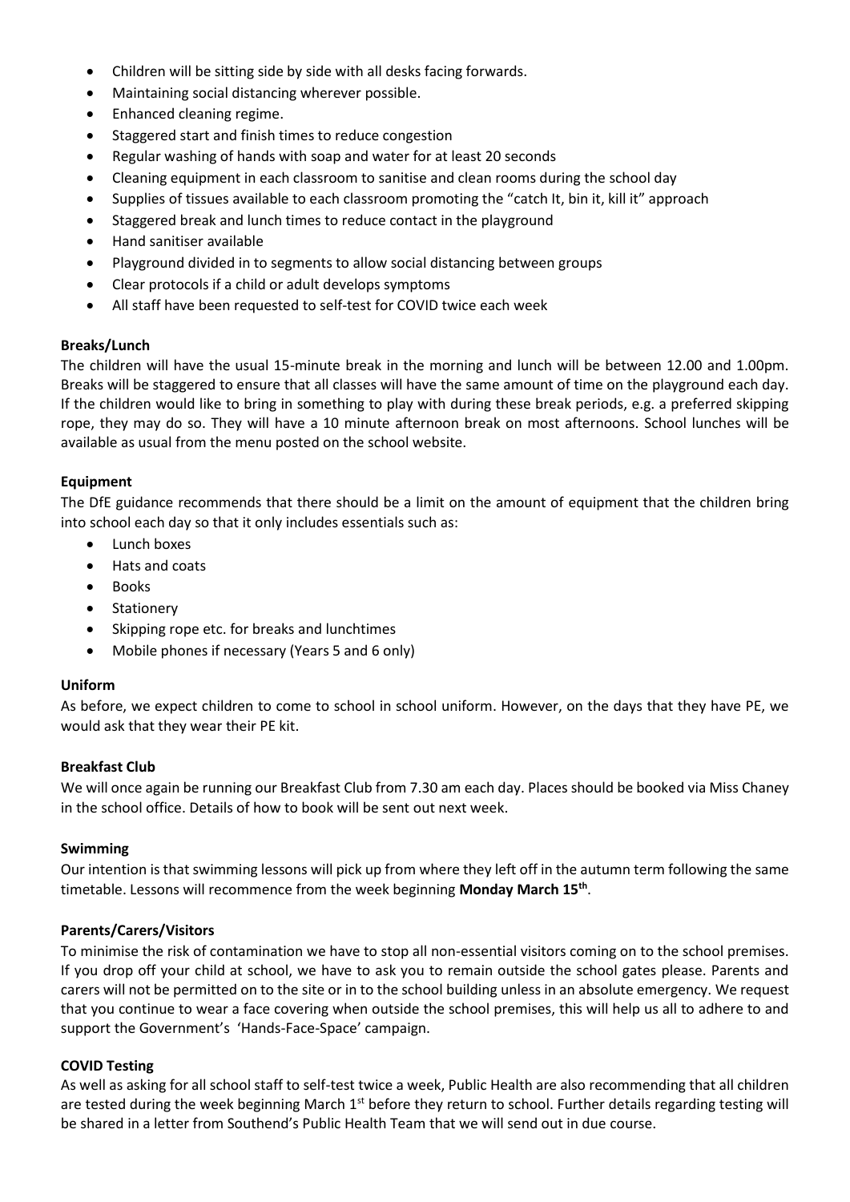- Children will be sitting side by side with all desks facing forwards.
- Maintaining social distancing wherever possible.
- Enhanced cleaning regime.
- Staggered start and finish times to reduce congestion
- Regular washing of hands with soap and water for at least 20 seconds
- Cleaning equipment in each classroom to sanitise and clean rooms during the school day
- Supplies of tissues available to each classroom promoting the "catch It, bin it, kill it" approach
- Staggered break and lunch times to reduce contact in the playground
- Hand sanitiser available
- Playground divided in to segments to allow social distancing between groups
- Clear protocols if a child or adult develops symptoms
- All staff have been requested to self-test for COVID twice each week

**Breaks/Lunch**

The children will have the usual 15-minute break in the morning and lunch will be between 12.00 and 1.00pm. Breaks will be staggered to ensure that all classes will have the same amount of time on the playground each day. If the children would like to bring in something to play with during these break periods, e.g. a preferred skipping rope, they may do so. They will have a 10 minute afternoon break on most afternoons. School lunches will be available as usual from the menu posted on the school website.

**Equipment**

The DfE guidance recommends that there should be a limit on the amount of equipment that the children bring into school each day so that it only includes essentials such as:

- Lunch boxes
- Hats and coats
- Books
- Stationery
- Skipping rope etc. for breaks and lunchtimes
- Mobile phones if necessary (Years 5 and 6 only)

**Uniform**

As before, we expect children to come to school in school uniform. However, on the days that they have PE, we would ask that they wear their PE kit.

**Breakfast Club**

We will once again be running our Breakfast Club from 7.30 am each day. Places should be booked via Miss Chaney in the school office. Details of how to book will be sent out next week.

**Swimming**

Our intention is that swimming lessons will pick up from where they left off in the autumn term following the same timetable. Lessons will recommence from the week beginning **Monday March 15th**.

**Parents/Carers/Visitors**

To minimise the risk of contamination we have to stop all non-essential visitors coming on to the school premises. If you drop off your child at school, we have to ask you to remain outside the school gates please. Parents and carers will not be permitted on to the site or in to the school building unless in an absolute emergency. We request that you continue to wear a face covering when outside the school premises, this will help us all to adhere to and support the Government's 'Hands-Face-Space' campaign.

**COVID Testing**

As well as asking for all school staff to self-test twice a week, Public Health are also recommending that all children are tested during the week beginning March 1st before they return to school. Further details regarding testing will be shared in a letter from Southend's Public Health Team that we will send out in due course.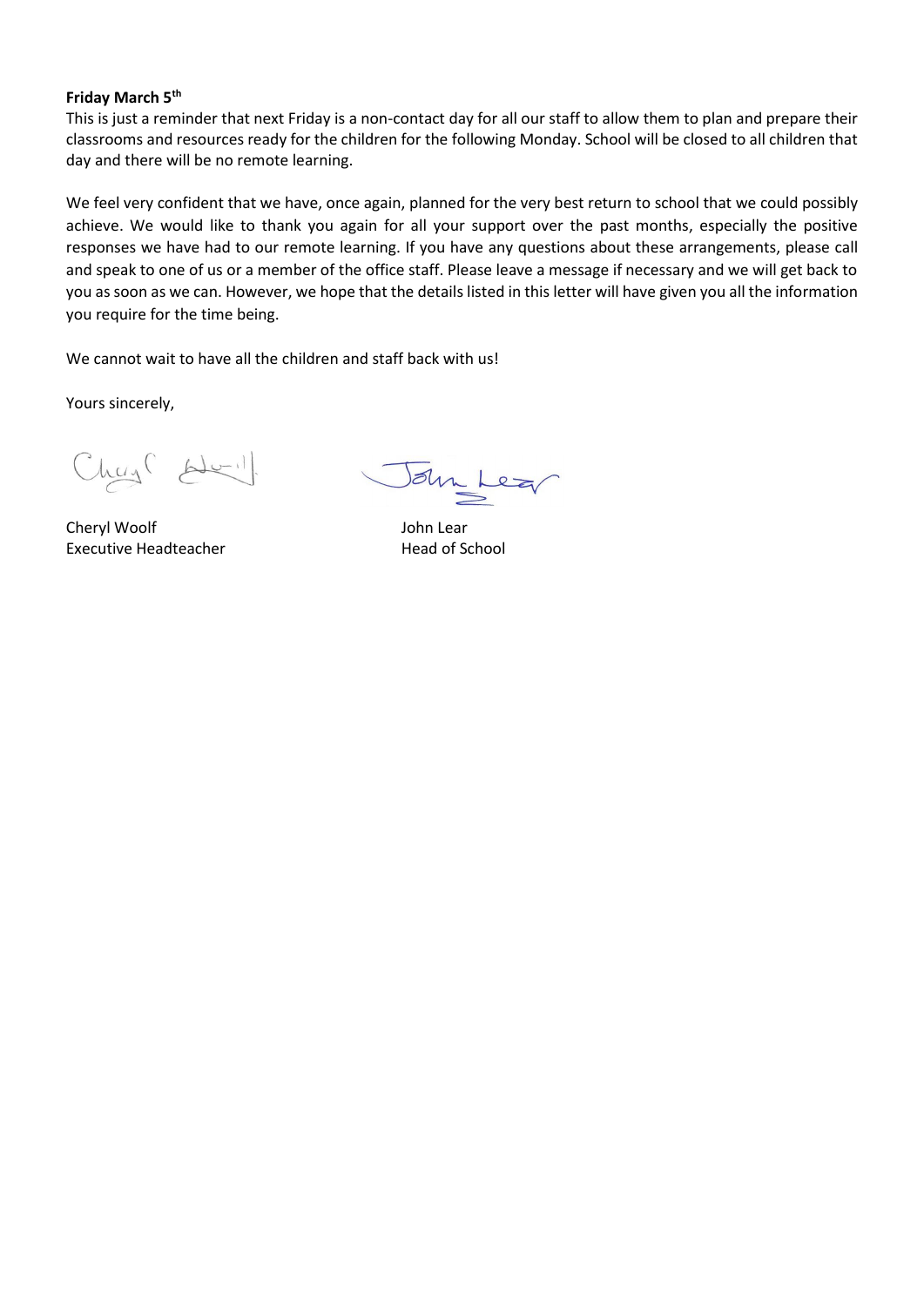**Friday March 5th**

This is just a reminder that next Friday is a non-contact day for all our staff to allow them to plan and prepare their classrooms and resources ready for the children for the following Monday. School will be closed to all children that day and there will be no remote learning.

We feel very confident that we have, once again, planned for the very best return to school that we could possibly achieve. We would like to thank you again for all your support over the past months, especially the positive responses we have had to our remote learning. If you have any questions about these arrangements, please call and speak to one of us or a member of the office staff. Please leave a message if necessary and we will get back to you as soon as we can. However, we hope that the details listed in this letter will have given you all the information you require for the time being.

We cannot wait to have all the children and staff back with us!

Yours sincerely,

Cheryl Woolf
Executive Headteacher

John Lear
Head of School